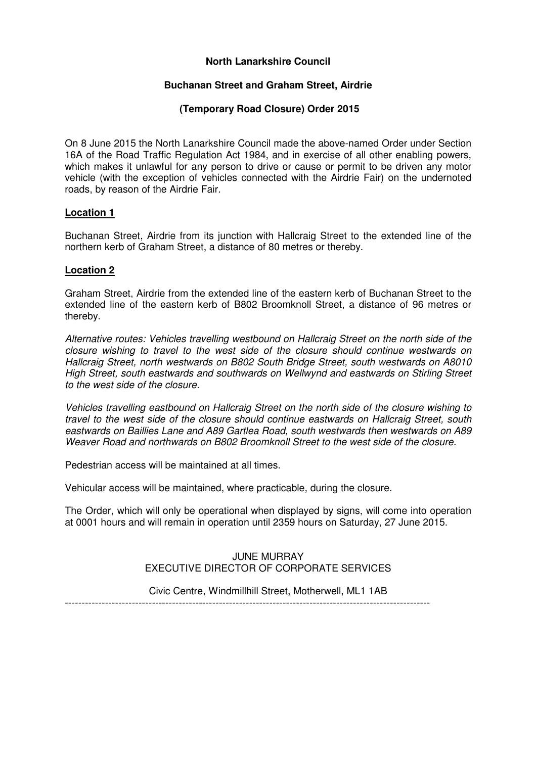**North Lanarkshire Council**

**Buchanan Street and Graham Street, Airdrie**

**(Temporary Road Closure) Order 2015**

On 8 June 2015 the North Lanarkshire Council made the above-named Order under Section 16A of the Road Traffic Regulation Act 1984, and in exercise of all other enabling powers, which makes it unlawful for any person to drive or cause or permit to be driven any motor vehicle (with the exception of vehicles connected with the Airdrie Fair) on the undernoted roads, by reason of the Airdrie Fair.

**Location 1**

Buchanan Street, Airdrie from its junction with Hallcraig Street to the extended line of the northern kerb of Graham Street, a distance of 80 metres or thereby.

**Location 2**

Graham Street, Airdrie from the extended line of the eastern kerb of Buchanan Street to the extended line of the eastern kerb of B802 Broomknoll Street, a distance of 96 metres or thereby.

*Alternative routes: Vehicles travelling westbound on Hallcraig Street on the north side of the closure wishing to travel to the west side of the closure should continue westwards on Hallcraig Street, north westwards on B802 South Bridge Street, south westwards on A8010 High Street, south eastwards and southwards on Wellwynd and eastwards on Stirling Street to the west side of the closure.*

*Vehicles travelling eastbound on Hallcraig Street on the north side of the closure wishing to travel to the west side of the closure should continue eastwards on Hallcraig Street, south eastwards on Baillies Lane and A89 Gartlea Road, south westwards then westwards on A89 Weaver Road and northwards on B802 Broomknoll Street to the west side of the closure.*

Pedestrian access will be maintained at all times.

Vehicular access will be maintained, where practicable, during the closure.

The Order, which will only be operational when displayed by signs, will come into operation at 0001 hours and will remain in operation until 2359 hours on Saturday, 27 June 2015.

JUNE MURRAY
EXECUTIVE DIRECTOR OF CORPORATE SERVICES

Civic Centre, Windmillhill Street, Motherwell, ML1 1AB

---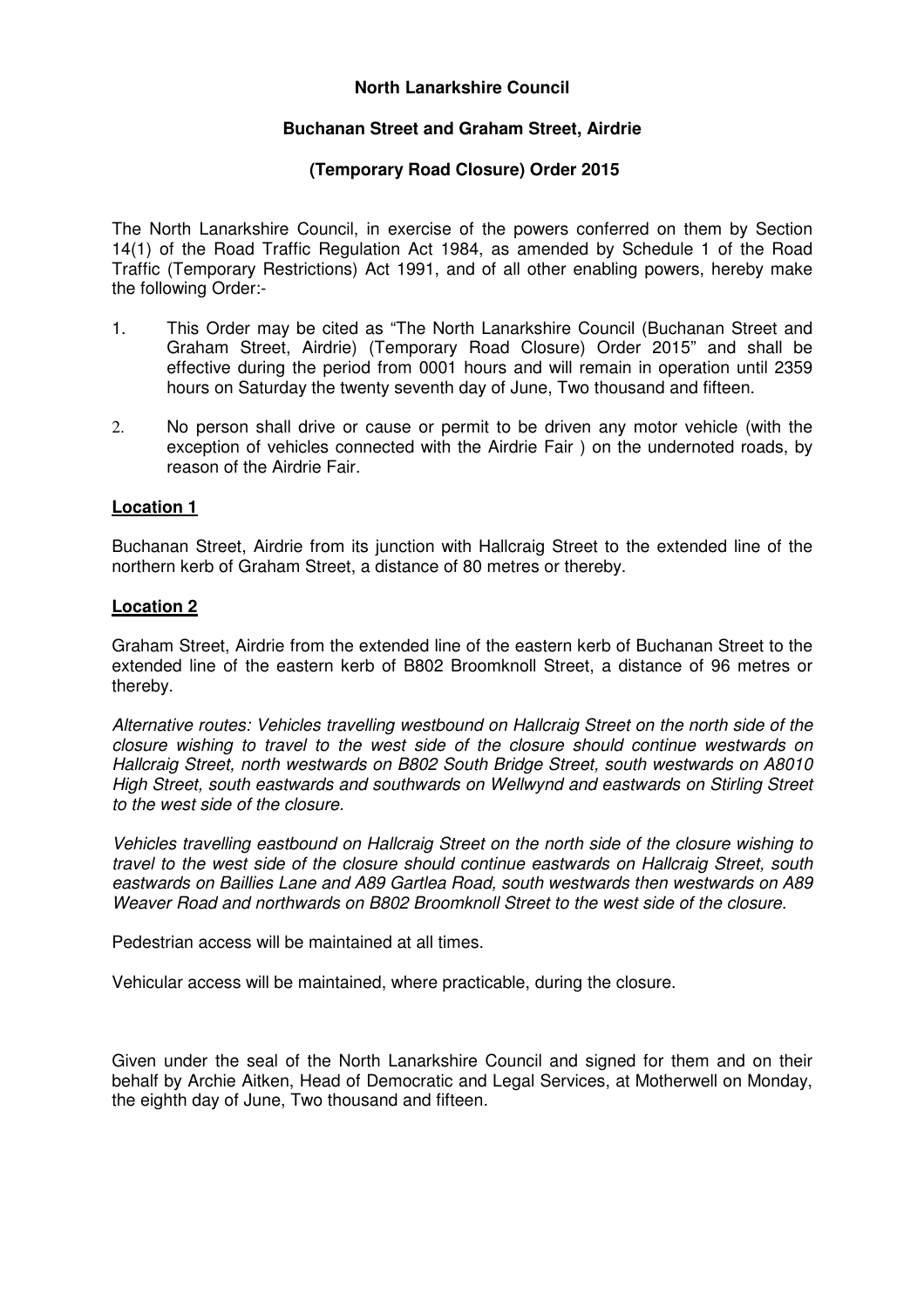**North Lanarkshire Council**

**Buchanan Street and Graham Street, Airdrie**

**(Temporary Road Closure) Order 2015**

The North Lanarkshire Council, in exercise of the powers conferred on them by Section 14(1) of the Road Traffic Regulation Act 1984, as amended by Schedule 1 of the Road Traffic (Temporary Restrictions) Act 1991, and of all other enabling powers, hereby make the following Order:-

1. This Order may be cited as "The North Lanarkshire Council (Buchanan Street and Graham Street, Airdrie) (Temporary Road Closure) Order 2015" and shall be effective during the period from 0001 hours and will remain in operation until 2359 hours on Saturday the twenty seventh day of June, Two thousand and fifteen.

2. No person shall drive or cause or permit to be driven any motor vehicle (with the exception of vehicles connected with the Airdrie Fair ) on the undernoted roads, by reason of the Airdrie Fair.

**Location 1**

Buchanan Street, Airdrie from its junction with Hallcraig Street to the extended line of the northern kerb of Graham Street, a distance of 80 metres or thereby.

**Location 2**

Graham Street, Airdrie from the extended line of the eastern kerb of Buchanan Street to the extended line of the eastern kerb of B802 Broomknoll Street, a distance of 96 metres or thereby.

*Alternative routes: Vehicles travelling westbound on Hallcraig Street on the north side of the closure wishing to travel to the west side of the closure should continue westwards on Hallcraig Street, north westwards on B802 South Bridge Street, south westwards on A8010 High Street, south eastwards and southwards on Wellwynd and eastwards on Stirling Street to the west side of the closure.*

*Vehicles travelling eastbound on Hallcraig Street on the north side of the closure wishing to travel to the west side of the closure should continue eastwards on Hallcraig Street, south eastwards on Baillies Lane and A89 Gartlea Road, south westwards then westwards on A89 Weaver Road and northwards on B802 Broomknoll Street to the west side of the closure.*

Pedestrian access will be maintained at all times.

Vehicular access will be maintained, where practicable, during the closure.

Given under the seal of the North Lanarkshire Council and signed for them and on their behalf by Archie Aitken, Head of Democratic and Legal Services, at Motherwell on Monday, the eighth day of June, Two thousand and fifteen.